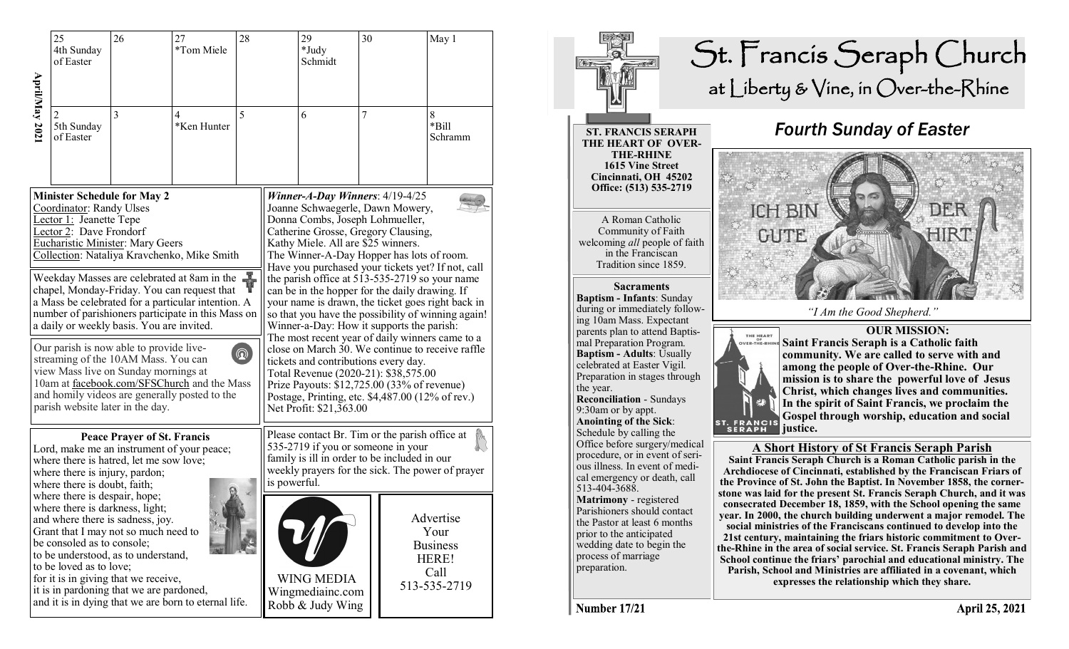**April/May 2021**

| | | | | | | |
|---|---|---|---|---|---|---|
| 25 4th Sunday of Easter | 26 | 27 *Tom Miele | 28 | 29 *Judy Schmidt | 30 | May 1 |
| 2 5th Sunday of Easter | 3 | 4 *Ken Hunter | 5 | 6 | 7 | 8 *Bill Schramm |

**Minister Schedule for May 2**
Coordinator: Randy Ulses
Lector 1: Jeanette Tepe
Lector 2: Dave Frondorf
Eucharistic Minister: Mary Geers
Collection: Nataliya Kravchenko, Mike Smith

Weekday Masses are celebrated at 8am in the chapel, Monday-Friday. You can request that a Mass be celebrated for a particular intention. A number of parishioners participate in this Mass on a daily or weekly basis. You are invited.

Our parish is now able to provide live-streaming of the 10AM Mass. You can view Mass live on Sunday mornings at 10am at facebook.com/SFSChurch and the Mass and homily videos are generally posted to the parish website later in the day.

**Peace Prayer of St. Francis**
Lord, make me an instrument of your peace;
where there is hatred, let me sow love;
where there is injury, pardon;
where there is doubt, faith;
where there is despair, hope;
where there is darkness, light;
and where there is sadness, joy.
Grant that I may not so much need to be consoled as to console;
to be understood, as to understand,
to be loved as to love;
for it is in giving that we receive,
it is in pardoning that we are pardoned,
and it is in dying that we are born to eternal life.

***Winner-A-Day Winners***: 4/19-4/25
Joanne Schwaegerle, Dawn Mowery, Donna Combs, Joseph Lohmueller, Catherine Grosse, Gregory Clausing, Kathy Miele. All are $25 winners.
The Winner-A-Day Hopper has lots of room. Have you purchased your tickets yet? If not, call the parish office at 513-535-2719 so your name can be in the hopper for the daily drawing. If your name is drawn, the ticket goes right back in so that you have the possibility of winning again!
Winner-a-Day: How it supports the parish:
The most recent year of daily winners came to a close on March 30. We continue to receive raffle tickets and contributions every day.
Total Revenue (2020-21): $38,575.00
Prize Payouts: $12,725.00 (33% of revenue)
Postage, Printing, etc. $4,487.00 (12% of rev.)
Net Profit: $21,363.00

Please contact Br. Tim or the parish office at 535-2719 if you or someone in your family is ill in order to be included in our weekly prayers for the sick. The power of prayer is powerful.

WING MEDIA
Wingmediainc.com
Robb & Judy Wing

Advertise Your Business HERE! Call 513-535-2719

# St. Francis Seraph Church
## at Liberty & Vine, in Over-the-Rhine

**ST. FRANCIS SERAPH THE HEART OF OVER-THE-RHINE**
**1615 Vine Street**
**Cincinnati, OH 45202**
**Office: (513) 535-2719**

A Roman Catholic Community of Faith welcoming *all* people of faith in the Franciscan Tradition since 1859.

**Sacraments**
**Baptism - Infants**: Sunday during or immediately following 10am Mass. Expectant parents plan to attend Baptismal Preparation Program.
**Baptism - Adults**: Usually celebrated at Easter Vigil. Preparation in stages through the year.
**Reconciliation** - Sundays 9:30am or by appt.
**Anointing of the Sick**: Schedule by calling the Office before surgery/medical procedure, or in event of serious illness. In event of medical emergency or death, call 513-404-3688.
**Matrimony** - registered Parishioners should contact the Pastor at least 6 months prior to the anticipated wedding date to begin the process of marriage preparation.

## *Fourth Sunday of Easter*

ICH BIN DER GUTE HIRT

*"I Am the Good Shepherd."*

**OUR MISSION:**
**Saint Francis Seraph is a Catholic faith community. We are called to serve with and among the people of Over-the-Rhine. Our mission is to share the powerful love of Jesus Christ, which changes lives and communities. In the spirit of Saint Francis, we proclaim the Gospel through worship, education and social justice.**

### A Short History of St Francis Seraph Parish
**Saint Francis Seraph Church is a Roman Catholic parish in the Archdiocese of Cincinnati, established by the Franciscan Friars of the Province of St. John the Baptist. In November 1858, the cornerstone was laid for the present St. Francis Seraph Church, and it was consecrated December 18, 1859, with the School opening the same year. In 2000, the church building underwent a major remodel. The social ministries of the Franciscans continued to develop into the 21st century, maintaining the friars historic commitment to Over-the-Rhine in the area of social service. St. Francis Seraph Parish and School continue the friars' parochial and educational ministry. The Parish, School and Ministries are affiliated in a covenant, which expresses the relationship which they share.**

Number 17/21 — April 25, 2021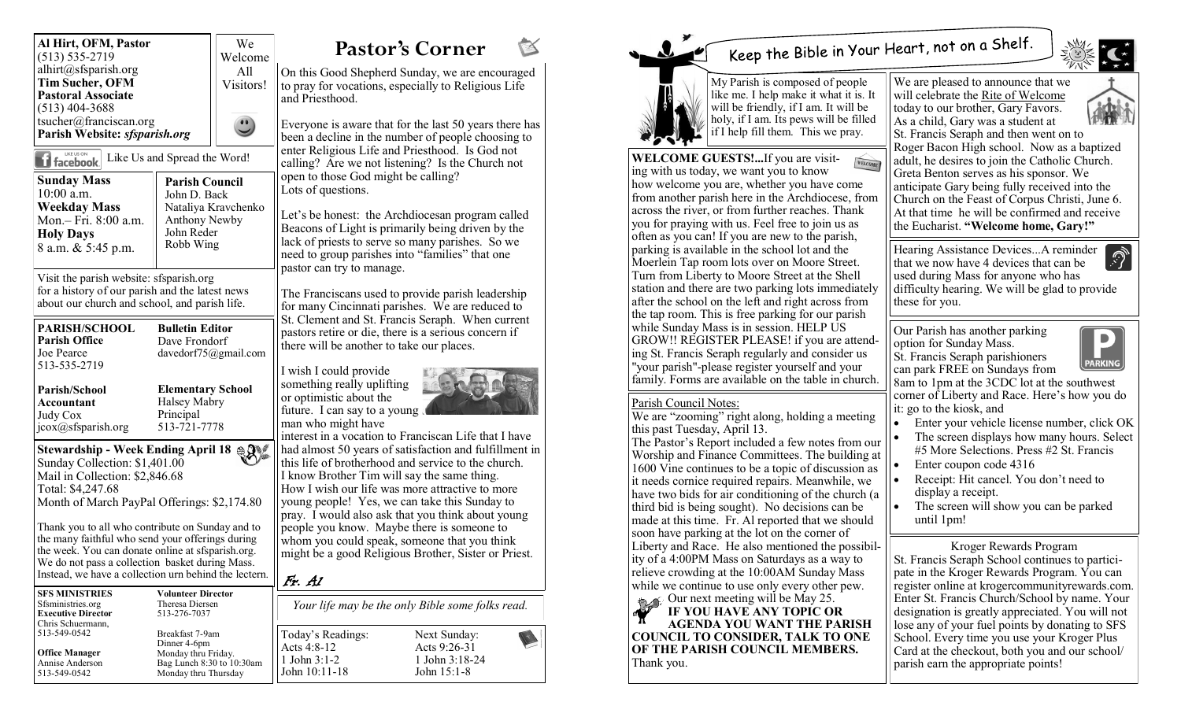| | |
|---|---|
| **Al Hirt, OFM, Pastor**<br>(513) 535-2719<br>alhirt@sfsparish.org<br>**Tim Sucher, OFM**<br>**Pastoral Associate**<br>(513) 404-3688<br>tsucher@franciscan.org<br>**Parish Website: *sfsparish.org*** | We Welcome All Visitors! |

Like Us and Spread the Word!

| | |
|---|---|
| **Sunday Mass**<br>10:00 a.m.<br>**Weekday Mass**<br>Mon.– Fri. 8:00 a.m.<br>**Holy Days**<br>8 a.m. & 5:45 p.m. | **Parish Council**<br>John D. Back<br>Nataliya Kravchenko<br>Anthony Newby<br>John Reder<br>Robb Wing |

Visit the parish website: sfsparish.org for a history of our parish and the latest news about our church and school, and parish life.

| | |
|---|---|
| **PARISH/SCHOOL Parish Office**<br>Joe Pearce<br>513-535-2719 | **Bulletin Editor**<br>Dave Frondorf<br>davedorf75@gmail.com |
| **Parish/School Accountant**<br>Judy Cox<br>jcox@sfsparish.org | **Elementary School**<br>Halsey Mabry<br>Principal<br>513-721-7778 |

**Stewardship - Week Ending April 18**
Sunday Collection: $1,401.00
Mail in Collection: $2,846.68
Total: $4,247.68
Month of March PayPal Offerings: $2,174.80

Thank you to all who contribute on Sunday and to the many faithful who send your offerings during the week. You can donate online at sfsparish.org. We do not pass a collection basket during Mass. Instead, we have a collection urn behind the lectern.

| | |
|---|---|
| **SFS MINISTRIES**<br>Sfsministries.org<br>**Executive Director**<br>Chris Schuermann,<br>513-549-0542<br>**Office Manager**<br>Annise Anderson<br>513-549-0542 | **Volunteer Director**<br>Theresa Diersen<br>513-276-7037<br>Breakfast 7-9am<br>Dinner 4-6pm<br>Monday thru Friday.<br>Bag Lunch 8:30 to 10:30am<br>Monday thru Thursday |

# Pastor's Corner

On this Good Shepherd Sunday, we are encouraged to pray for vocations, especially to Religious Life and Priesthood.

Everyone is aware that for the last 50 years there has been a decline in the number of people choosing to enter Religious Life and Priesthood. Is God not calling? Are we not listening? Is the Church not open to those God might be calling? Lots of questions.

Let's be honest: the Archdiocesan program called Beacons of Light is primarily being driven by the lack of priests to serve so many parishes. So we need to group parishes into "families" that one pastor can try to manage.

The Franciscans used to provide parish leadership for many Cincinnati parishes. We are reduced to St. Clement and St. Francis Seraph. When current pastors retire or die, there is a serious concern if there will be another to take our places.

I wish I could provide something really uplifting or optimistic about the future. I can say to a young man who might have interest in a vocation to Franciscan Life that I have had almost 50 years of satisfaction and fulfillment in this life of brotherhood and service to the church. I know Brother Tim will say the same thing. How I wish our life was more attractive to more young people! Yes, we can take this Sunday to pray. I would also ask that you think about young people you know. Maybe there is someone to whom you could speak, someone that you think might be a good Religious Brother, Sister or Priest.

*Fr. Al*

*Your life may be the only Bible some folks read.*

| Today's Readings: | Next Sunday: |
|---|---|
| Acts 4:8-12 | Acts 9:26-31 |
| 1 John 3:1-2 | 1 John 3:18-24 |
| John 10:11-18 | John 15:1-8 |

## Keep the Bible in Your Heart, not on a Shelf.

My Parish is composed of people like me. I help make it what it is. It will be friendly, if I am. It will be holy, if I am. Its pews will be filled if I help fill them. This we pray.

**WELCOME GUESTS!...**If you are visiting with us today, we want you to know how welcome you are, whether you have come from another parish here in the Archdiocese, from across the river, or from further reaches. Thank you for praying with us. Feel free to join us as often as you can! If you are new to the parish, parking is available in the school lot and the Moerlein Tap room lots over on Moore Street. Turn from Liberty to Moore Street at the Shell station and there are two parking lots immediately after the school on the left and right across from the tap room. This is free parking for our parish while Sunday Mass is in session. HELP US GROW!! REGISTER PLEASE! if you are attending St. Francis Seraph regularly and consider us "your parish"-please register yourself and your family. Forms are available on the table in church.

Parish Council Notes:
We are "zooming" right along, holding a meeting this past Tuesday, April 13.
The Pastor's Report included a few notes from our Worship and Finance Committees. The building at 1600 Vine continues to be a topic of discussion as it needs cornice required repairs. Meanwhile, we have two bids for air conditioning of the church (a third bid is being sought). No decisions can be made at this time. Fr. Al reported that we should soon have parking at the lot on the corner of Liberty and Race. He also mentioned the possibility of a 4:00PM Mass on Saturdays as a way to relieve crowding at the 10:00AM Sunday Mass while we continue to use only every other pew.
Our next meeting will be May 25.
**IF YOU HAVE ANY TOPIC OR AGENDA YOU WANT THE PARISH COUNCIL TO CONSIDER, TALK TO ONE OF THE PARISH COUNCIL MEMBERS.**
Thank you.

We are pleased to announce that we will celebrate the Rite of Welcome today to our brother, Gary Favors. As a child, Gary was a student at St. Francis Seraph and then went on to Roger Bacon High school. Now as a baptized adult, he desires to join the Catholic Church. Greta Benton serves as his sponsor. We anticipate Gary being fully received into the Church on the Feast of Corpus Christi, June 6. At that time he will be confirmed and receive the Eucharist. **"Welcome home, Gary!"**

Hearing Assistance Devices...A reminder that we now have 4 devices that can be used during Mass for anyone who has difficulty hearing. We will be glad to provide these for you.

Our Parish has another parking option for Sunday Mass. St. Francis Seraph parishioners can park FREE on Sundays from 8am to 1pm at the 3CDC lot at the southwest corner of Liberty and Race. Here's how you do it: go to the kiosk, and

- Enter your vehicle license number, click OK
- The screen displays how many hours. Select #5 More Selections. Press #2 St. Francis
- Enter coupon code 4316
- Receipt: Hit cancel. You don't need to display a receipt.
- The screen will show you can be parked until 1pm!

Kroger Rewards Program
St. Francis Seraph School continues to participate in the Kroger Rewards Program. You can register online at krogercommunityrewards.com. Enter St. Francis Church/School by name. Your designation is greatly appreciated. You will not lose any of your fuel points by donating to SFS School. Every time you use your Kroger Plus Card at the checkout, both you and our school/parish earn the appropriate points!